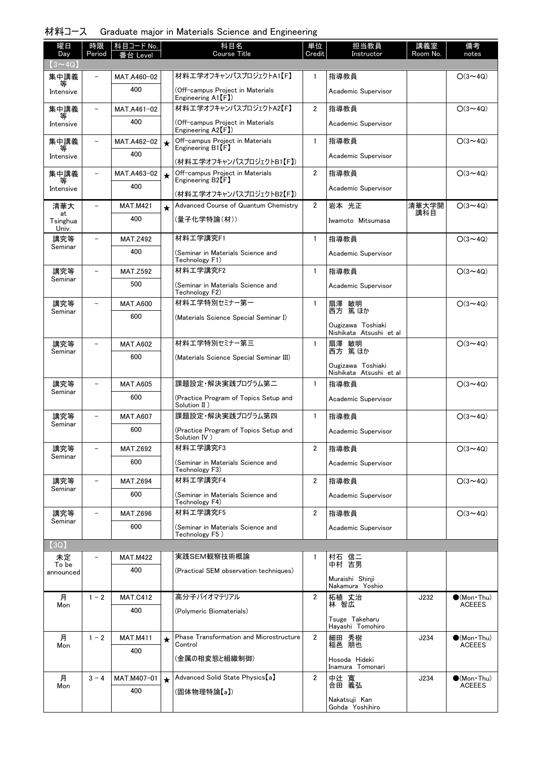## 材料コース　Graduate major in Materials Science and Engineering

| 曜日 Day | 時限 Period | 科目コード No. 番台 Level | | 科目名 Course Title | 単位 Credit | 担当教員 Instructor | 講義室 Room No. | 備考 notes |
|---|---|---|---|---|---|---|---|---|
| 【3～4Q】 | | | | | | | | |
| 集中講義等 Intensive | － | MAT.A460-02 400 | | 材料工学オフキャンパスプロジェクトA1【F】 (Off-campus Project in Materials Engineering A1【F】) | 1 | 指導教員 Academic Supervisor | | ○(3～4Q) |
| 集中講義等 Intensive | － | MAT.A461-02 400 | | 材料工学オフキャンパスプロジェクトA2【F】 (Off-campus Project in Materials Engineering A2【F】) | 2 | 指導教員 Academic Supervisor | | ○(3～4Q) |
| 集中講義等 Intensive | － | MAT.A462-02 400 | ★ | Off-campus Project in Materials Engineering B1【F】 (材料工学オフキャンパスプロジェクトB1【F】) | 1 | 指導教員 Academic Supervisor | | ○(3～4Q) |
| 集中講義等 Intensive | － | MAT.A463-02 400 | ★ | Off-campus Project in Materials Engineering B2【F】 (材料工学オフキャンパスプロジェクトB2【F】) | 2 | 指導教員 Academic Supervisor | | ○(3～4Q) |
| 清華大 at Tsinghua Univ. | － | MAT.M421 400 | ★ | Advanced Course of Quantum Chemistry (量子化学特論(材)) | 2 | 岩本 光正 Iwamoto Mitsumasa | 清華大学開講科目 | ○(3～4Q) |
| 講究等 Seminar | － | MAT.Z492 400 | | 材料工学講究F1 (Seminar in Materials Science and Technology F1) | 1 | 指導教員 Academic Supervisor | | ○(3～4Q) |
| 講究等 Seminar | － | MAT.Z592 500 | | 材料工学講究F2 (Seminar in Materials Science and Technology F2) | 1 | 指導教員 Academic Supervisor | | ○(3～4Q) |
| 講究等 Seminar | － | MAT.A600 600 | | 材料工学特別セミナー第一 (Materials Science Special Seminar I) | 1 | 扇澤 敏明 西方 篤 ほか Ougizawa Toshiaki Nishikata Atsushi et al | | ○(3～4Q) |
| 講究等 Seminar | － | MAT.A602 600 | | 材料工学特別セミナー第三 (Materials Science Special Seminar III) | 1 | 扇澤 敏明 西方 篤 ほか Ougizawa Toshiaki Nishikata Atsushi et al | | ○(3～4Q) |
| 講究等 Seminar | － | MAT.A605 600 | | 課題設定・解決実践プログラム第二 (Practice Program of Topics Setup and Solution II ) | 1 | 指導教員 Academic Supervisor | | ○(3～4Q) |
| 講究等 Seminar | － | MAT.A607 600 | | 課題設定・解決実践プログラム第四 (Practice Program of Topics Setup and Solution IV ) | 1 | 指導教員 Academic Supervisor | | ○(3～4Q) |
| 講究等 Seminar | － | MAT.Z692 600 | | 材料工学講究F3 (Seminar in Materials Science and Technology F3) | 2 | 指導教員 Academic Supervisor | | ○(3～4Q) |
| 講究等 Seminar | － | MAT.Z694 600 | | 材料工学講究F4 (Seminar in Materials Science and Technology F4) | 2 | 指導教員 Academic Supervisor | | ○(3～4Q) |
| 講究等 Seminar | － | MAT.Z696 600 | | 材料工学講究F5 (Seminar in Materials Science and Technology F5 ) | 2 | 指導教員 Academic Supervisor | | ○(3～4Q) |
| 【3Q】 | | | | | | | | |
| 未定 To be announced | － | MAT.M422 400 | | 実践SEM観察技術概論 (Practical SEM observation techniques) | 1 | 村石 信二 中村 吉男 Muraishi Shinji Nakamura Yoshio | | |
| 月 Mon | 1－2 | MAT.C412 400 | | 高分子バイオマテリアル (Polymeric Biomaterials) | 2 | 柘植 丈治 林 智広 Tsuge Takeharu Hayashi Tomohiro | J232 | ●(Mon・Thu) ACEEES |
| 月 Mon | 1－2 | MAT.M411 400 | ★ | Phase Transformation and Microstructure Control (金属の相変態と組織制御) | 2 | 細田 秀樹 稲邑 朋也 Hosoda Hideki Inamura Tomonari | J234 | ●(Mon・Thu) ACEEES |
| 月 Mon | 3－4 | MAT.M407-01 400 | ★ | Advanced Solid State Physics【a】 (固体物理特論【a】) | 2 | 中辻 寬 合田 義弘 Nakatsuji Kan Gohda Yoshihiro | J234 | ●(Mon・Thu) ACEEES |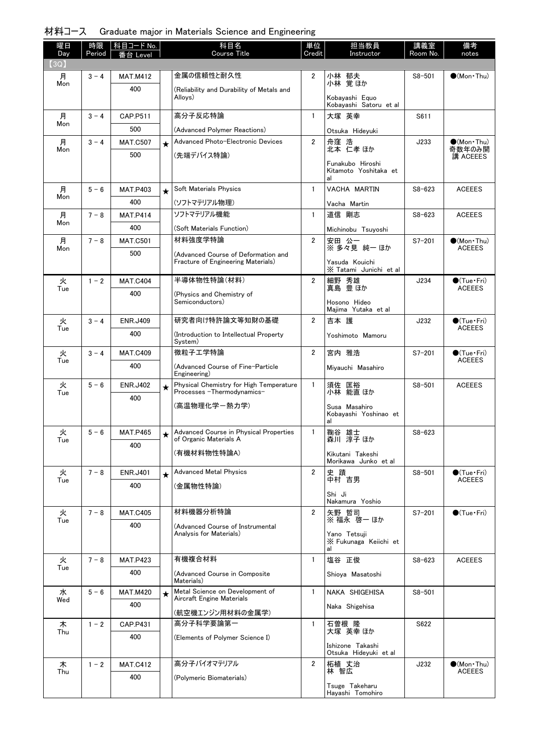## 材料コース　Graduate major in Materials Science and Engineering

| 曜日 Day | 時限 Period | 科目コード No. 番台 Level | | 科目名 Course Title | 単位 Credit | 担当教員 Instructor | 講義室 Room No. | 備考 notes |
|---|---|---|---|---|---|---|---|---|
| 【3Q】 | | | | | | | | |
| 月 Mon | 3－4 | MAT.M412 400 | | 金属の信頼性と耐久性 (Reliability and Durability of Metals and Alloys) | 2 | 小林 郁夫 小林 覚 ほか Kobayashi Equo Kobayashi Satoru et al | S8-501 | ●(Mon・Thu) |
| 月 Mon | 3－4 | CAP.P511 500 | | 高分子反応特論 (Advanced Polymer Reactions) | 1 | 大塚 英幸 Otsuka Hideyuki | S611 | |
| 月 Mon | 3－4 | MAT.C507 500 | ★ | Advanced Photo-Electronic Devices (先端デバイス特論) | 2 | 舟窪 浩 北本 仁孝 ほか Funakubo Hiroshi Kitamoto Yoshitaka et al | J233 | ●(Mon・Thu) 奇数年のみ開講 ACEEES |
| 月 Mon | 5－6 | MAT.P403 400 | ★ | Soft Materials Physics (ソフトマテリアル物理) | 1 | VACHA MARTIN Vacha Martin | S8-623 | ACEEES |
| 月 Mon | 7－8 | MAT.P414 400 | | ソフトマテリアル機能 (Soft Materials Function) | 1 | 道信 剛志 Michinobu Tsuyoshi | S8-623 | ACEEES |
| 月 Mon | 7－8 | MAT.C501 500 | | 材料強度学特論 (Advanced Course of Deformation and Fracture of Engineering Materials) | 2 | 安田 公一 ※ 多々見 純一 ほか Yasuda Kouichi ※ Tatami Junichi et al | S7-201 | ●(Mon・Thu) ACEEES |
| 火 Tue | 1－2 | MAT.C404 400 | | 半導体物性特論(材料) (Physics and Chemistry of Semiconductors) | 2 | 細野 秀雄 真島 豊 ほか Hosono Hideo Majima Yutaka et al | J234 | ●(Tue・Fri) ACEEES |
| 火 Tue | 3－4 | ENR.J409 400 | | 研究者向け特許論文等知財の基礎 (Introduction to Intellectual Property System) | 2 | 吉本 護 Yoshimoto Mamoru | J232 | ●(Tue・Fri) ACEEES |
| 火 Tue | 3－4 | MAT.C409 400 | | 微粒子工学特論 (Advanced Course of Fine-Particle Engineering) | 2 | 宮内 雅浩 Miyauchi Masahiro | S7-201 | ●(Tue・Fri) ACEEES |
| 火 Tue | 5－6 | ENR.J402 400 | ★ | Physical Chemistry for High Temperature Processes -Thermodynamics- (高温物理化学ー熱力学) | 1 | 須佐 匡裕 小林 能直 ほか Susa Masahiro Kobayashi Yoshinao et al | S8-501 | ACEEES |
| 火 Tue | 5－6 | MAT.P465 400 | ★ | Advanced Course in Physical Properties of Organic Materials A (有機材料物性特論A) | 1 | 鞠谷 雄士 森川 淳子 ほか Kikutani Takeshi Morikawa Junko et al | S8-623 | |
| 火 Tue | 7－8 | ENR.J401 400 | ★ | Advanced Metal Physics (金属物性特論) | 2 | 史 蹟 中村 吉男 Shi Ji Nakamura Yoshio | S8-501 | ●(Tue・Fri) ACEEES |
| 火 Tue | 7－8 | MAT.C405 400 | | 材料機器分析特論 (Advanced Course of Instrumental Analysis for Materials) | 2 | 矢野 哲司 ※ 福永 啓一 ほか Yano Tetsuji ※ Fukunaga Keiichi et al | S7-201 | ●(Tue・Fri) |
| 火 Tue | 7－8 | MAT.P423 400 | | 有機複合材料 (Advanced Course in Composite Materials) | 1 | 塩谷 正俊 Shioya Masatoshi | S8-623 | ACEEES |
| 水 Wed | 5－6 | MAT.M420 400 | ★ | Metal Science on Development of Aircraft Engine Materials (航空機エンジン用材料の金属学) | 1 | NAKA SHIGEHISA Naka Shigehisa | S8-501 | |
| 木 Thu | 1－2 | CAP.P431 400 | | 高分子科学要論第一 (Elements of Polymer Science I) | 1 | 石曽根 隆 大塚 英幸 ほか Ishizone Takashi Otsuka Hideyuki et al | S622 | |
| 木 Thu | 1－2 | MAT.C412 400 | | 高分子バイオマテリアル (Polymeric Biomaterials) | 2 | 柘植 丈治 林 智広 Tsuge Takeharu Hayashi Tomohiro | J232 | ●(Mon・Thu) ACEEES |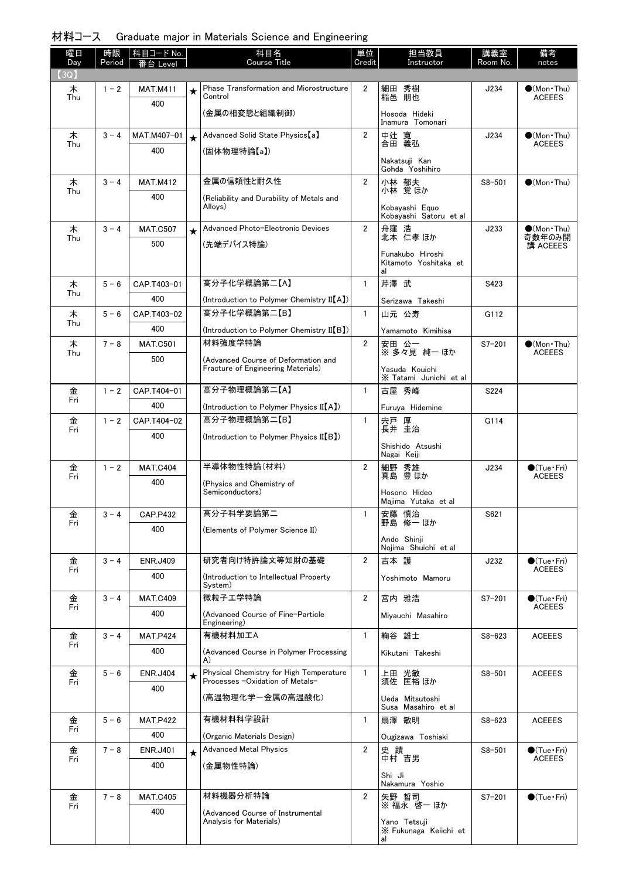## 材料コース　Graduate major in Materials Science and Engineering

| 曜日 Day | 時限 Period | 科目コード No. 番台 Level | | 科目名 Course Title | 単位 Credit | 担当教員 Instructor | 講義室 Room No. | 備考 notes |
|---|---|---|---|---|---|---|---|---|
| 【3Q】 | | | | | | | | |
| 木 Thu | 1－2 | MAT.M411 400 | ★ | Phase Transformation and Microstructure Control (金属の相変態と組織制御) | 2 | 細田 秀樹 稲邑 朋也 Hosoda Hideki Inamura Tomonari | J234 | ●(Mon・Thu) ACEEES |
| 木 Thu | 3－4 | MAT.M407-01 400 | ★ | Advanced Solid State Physics【a】 (固体物理特論【a】) | 2 | 中辻 寬 合田 義弘 Nakatsuji Kan Gohda Yoshihiro | J234 | ●(Mon・Thu) ACEEES |
| 木 Thu | 3－4 | MAT.M412 400 | | 金属の信頼性と耐久性 (Reliability and Durability of Metals and Alloys) | 2 | 小林 郁夫 小林 覚 ほか Kobayashi Equo Kobayashi Satoru et al | S8-501 | ●(Mon・Thu) |
| 木 Thu | 3－4 | MAT.C507 500 | ★ | Advanced Photo-Electronic Devices (先端デバイス特論) | 2 | 舟窪 浩 北本 仁孝 ほか Funakubo Hiroshi Kitamoto Yoshitaka et al | J233 | ●(Mon・Thu) 奇数年のみ開講 ACEEES |
| 木 Thu | 5－6 | CAP.T403-01 400 | | 高分子化学概論第二【A】 (Introduction to Polymer Chemistry II【A】) | 1 | 芹澤 武 Serizawa Takeshi | S423 | |
| 木 Thu | 5－6 | CAP.T403-02 400 | | 高分子化学概論第二【B】 (Introduction to Polymer Chemistry II【B】) | 1 | 山元 公寿 Yamamoto Kimihisa | G112 | |
| 木 Thu | 7－8 | MAT.C501 500 | | 材料強度学特論 (Advanced Course of Deformation and Fracture of Engineering Materials) | 2 | 安田 公一 ※ 多々見 純一 ほか Yasuda Kouichi ※ Tatami Junichi et al | S7-201 | ●(Mon・Thu) ACEEES |
| 金 Fri | 1－2 | CAP.T404-01 400 | | 高分子物理概論第二【A】 (Introduction to Polymer Physics II【A】) | 1 | 古屋 秀峰 Furuya Hidemine | S224 | |
| 金 Fri | 1－2 | CAP.T404-02 400 | | 高分子物理概論第二【B】 (Introduction to Polymer Physics II【B】) | 1 | 宍戸 厚 長井 圭治 Shishido Atsushi Nagai Keiji | G114 | |
| 金 Fri | 1－2 | MAT.C404 400 | | 半導体物性特論(材料) (Physics and Chemistry of Semiconductors) | 2 | 細野 秀雄 真島 豊 ほか Hosono Hideo Majima Yutaka et al | J234 | ●(Tue・Fri) ACEEES |
| 金 Fri | 3－4 | CAP.P432 400 | | 高分子科学要論第二 (Elements of Polymer Science II) | 1 | 安藤 慎治 野島 修一 ほか Ando Shinji Nojima Shuichi et al | S621 | |
| 金 Fri | 3－4 | ENR.J409 400 | | 研究者向け特許論文等知財の基礎 (Introduction to Intellectual Property System) | 2 | 吉本 護 Yoshimoto Mamoru | J232 | ●(Tue・Fri) ACEEES |
| 金 Fri | 3－4 | MAT.C409 400 | | 微粒子工学特論 (Advanced Course of Fine-Particle Engineering) | 2 | 宮内 雅浩 Miyauchi Masahiro | S7-201 | ●(Tue・Fri) ACEEES |
| 金 Fri | 3－4 | MAT.P424 400 | | 有機材料加工A (Advanced Course in Polymer Processing A) | 1 | 鞠谷 雄士 Kikutani Takeshi | S8-623 | ACEEES |
| 金 Fri | 5－6 | ENR.J404 400 | ★ | Physical Chemistry for High Temperature Processes -Oxidation of Metals- (高温物理化学ー金属の高温酸化) | 1 | 上田 光敏 須佐 匡裕 ほか Ueda Mitsutoshi Susa Masahiro et al | S8-501 | ACEEES |
| 金 Fri | 5－6 | MAT.P422 400 | | 有機材料科学設計 (Organic Materials Design) | 1 | 扇澤 敏明 Ougizawa Toshiaki | S8-623 | ACEEES |
| 金 Fri | 7－8 | ENR.J401 400 | ★ | Advanced Metal Physics (金属物性特論) | 2 | 史 蹟 中村 吉男 Shi Ji Nakamura Yoshio | S8-501 | ●(Tue・Fri) ACEEES |
| 金 Fri | 7－8 | MAT.C405 400 | | 材料機器分析特論 (Advanced Course of Instrumental Analysis for Materials) | 2 | 矢野 哲司 ※ 福永 啓一 ほか Yano Tetsuji ※ Fukunaga Keiichi et al | S7-201 | ●(Tue・Fri) |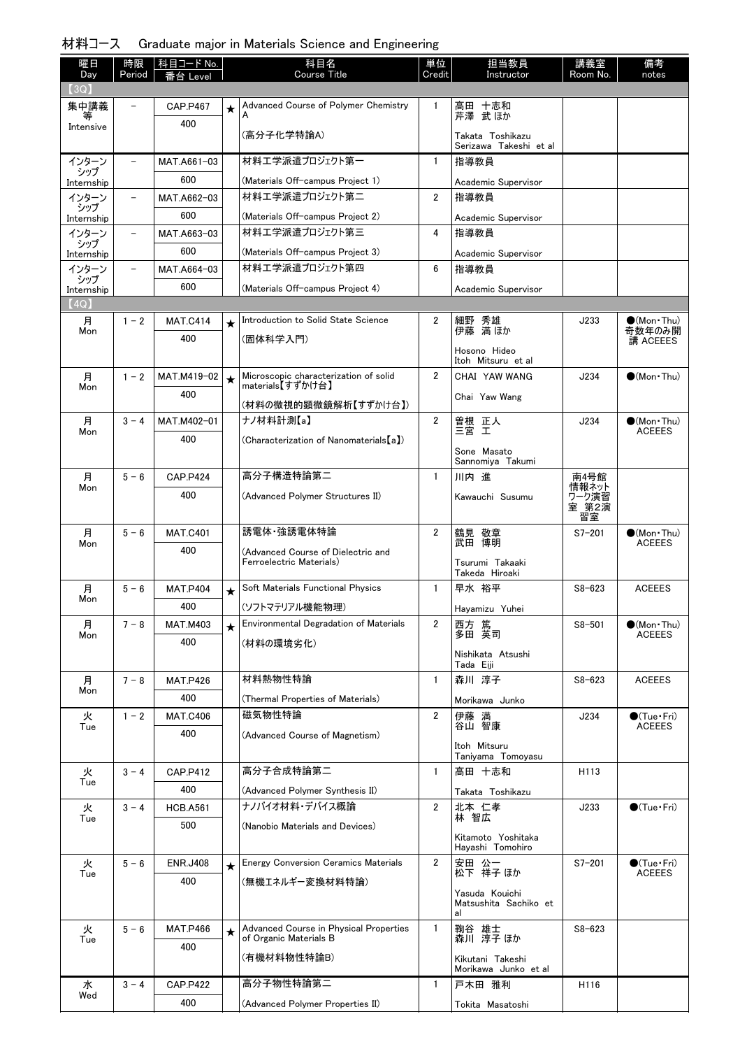## 材料コース　Graduate major in Materials Science and Engineering

| 曜日 Day | 時限 Period | 科目コード No. 番台 Level | | 科目名 Course Title | 単位 Credit | 担当教員 Instructor | 講義室 Room No. | 備考 notes |
|---|---|---|---|---|---|---|---|---|
| 【3Q】 | | | | | | | | |
| 集中講義等 Intensive | － | CAP.P467 400 | ★ | Advanced Course of Polymer Chemistry A (高分子化学特論A) | 1 | 高田 十志和 芹澤 武 ほか Takata Toshikazu Serizawa Takeshi et al | | |
| インターンシップ Internship | － | MAT.A661-03 600 | | 材料工学派遣プロジェクト第一 (Materials Off-campus Project 1) | 1 | 指導教員 Academic Supervisor | | |
| インターンシップ Internship | － | MAT.A662-03 600 | | 材料工学派遣プロジェクト第二 (Materials Off-campus Project 2) | 2 | 指導教員 Academic Supervisor | | |
| インターンシップ Internship | － | MAT.A663-03 600 | | 材料工学派遣プロジェクト第三 (Materials Off-campus Project 3) | 4 | 指導教員 Academic Supervisor | | |
| インターンシップ Internship | － | MAT.A664-03 600 | | 材料工学派遣プロジェクト第四 (Materials Off-campus Project 4) | 6 | 指導教員 Academic Supervisor | | |
| 【4Q】 | | | | | | | | |
| 月 Mon | 1－2 | MAT.C414 400 | ★ | Introduction to Solid State Science (固体科学入門) | 2 | 細野 秀雄 伊藤 満 ほか Hosono Hideo Itoh Mitsuru et al | J233 | ●(Mon・Thu) 奇数年のみ開講 ACEEES |
| 月 Mon | 1－2 | MAT.M419-02 400 | ★ | Microscopic characterization of solid materials【すずかけ台】 (材料の微視的顕微鏡解析【すずかけ台】) | 2 | CHAI YAW WANG Chai Yaw Wang | J234 | ●(Mon・Thu) |
| 月 Mon | 3－4 | MAT.M402-01 400 | | ナノ材料計測【a】 (Characterization of Nanomaterials【a】) | 2 | 曽根 正人 三宮 工 Sone Masato Sannomiya Takumi | J234 | ●(Mon・Thu) ACEEES |
| 月 Mon | 5－6 | CAP.P424 400 | | 高分子構造特論第二 (Advanced Polymer Structures II) | 1 | 川内 進 Kawauchi Susumu | 南4号館 情報ネットワーク演習室 第2演習室 | |
| 月 Mon | 5－6 | MAT.C401 400 | | 誘電体・強誘電体特論 (Advanced Course of Dielectric and Ferroelectric Materials) | 2 | 鶴見 敬章 武田 博明 Tsurumi Takaaki Takeda Hiroaki | S7-201 | ●(Mon・Thu) ACEEES |
| 月 Mon | 5－6 | MAT.P404 400 | ★ | Soft Materials Functional Physics (ソフトマテリアル機能物理) | 1 | 早水 裕平 Hayamizu Yuhei | S8-623 | ACEEES |
| 月 Mon | 7－8 | MAT.M403 400 | ★ | Environmental Degradation of Materials (材料の環境劣化) | 2 | 西方 篤 多田 英司 Nishikata Atsushi Tada Eiji | S8-501 | ●(Mon・Thu) ACEEES |
| 月 Mon | 7－8 | MAT.P426 400 | | 材料熱物性特論 (Thermal Properties of Materials) | 1 | 森川 淳子 Morikawa Junko | S8-623 | ACEEES |
| 火 Tue | 1－2 | MAT.C406 400 | | 磁気物性特論 (Advanced Course of Magnetism) | 2 | 伊藤 満 谷山 智康 Itoh Mitsuru Taniyama Tomoyasu | J234 | ●(Tue・Fri) ACEEES |
| 火 Tue | 3－4 | CAP.P412 400 | | 高分子合成特論第二 (Advanced Polymer Synthesis II) | 1 | 高田 十志和 Takata Toshikazu | H113 | |
| 火 Tue | 3－4 | HCB.A561 500 | | ナノバイオ材料・デバイス概論 (Nanobio Materials and Devices) | 2 | 北本 仁孝 林 智広 Kitamoto Yoshitaka Hayashi Tomohiro | J233 | ●(Tue・Fri) |
| 火 Tue | 5－6 | ENR.J408 400 | ★ | Energy Conversion Ceramics Materials (無機エネルギー変換材料特論) | 2 | 安田 公一 松下 祥子 ほか Yasuda Kouichi Matsushita Sachiko et al | S7-201 | ●(Tue・Fri) ACEEES |
| 火 Tue | 5－6 | MAT.P466 400 | ★ | Advanced Course in Physical Properties of Organic Materials B (有機材料物性特論B) | 1 | 鞠谷 雄士 森川 淳子 ほか Kikutani Takeshi Morikawa Junko et al | S8-623 | |
| 水 Wed | 3－4 | CAP.P422 400 | | 高分子物性特論第二 (Advanced Polymer Properties II) | 1 | 戸木田 雅利 Tokita Masatoshi | H116 | |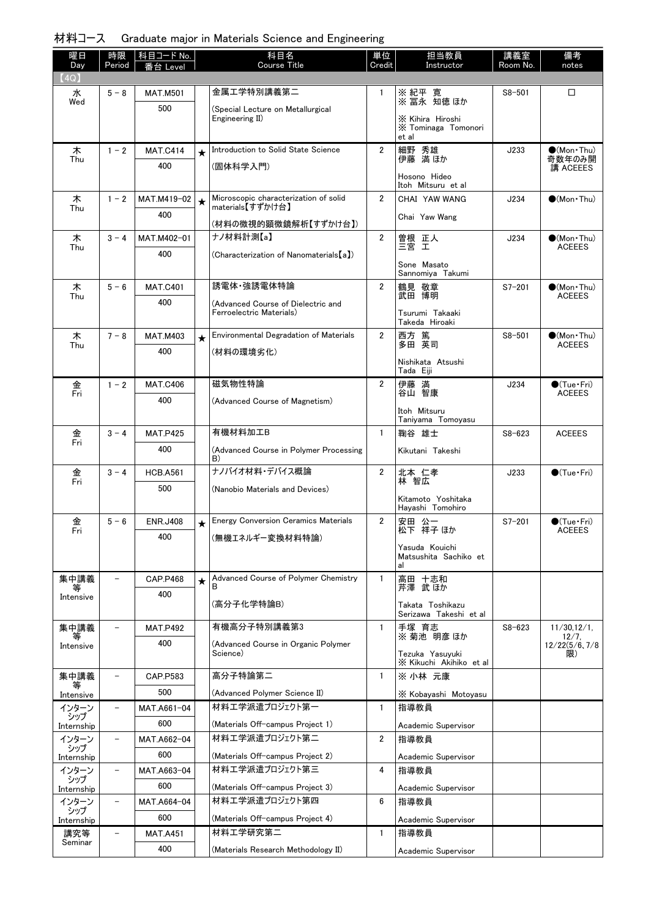## 材料コース　Graduate major in Materials Science and Engineering

| 曜日 Day | 時限 Period | 科目コード No. 番台 Level | | 科目名 Course Title | 単位 Credit | 担当教員 Instructor | 講義室 Room No. | 備考 notes |
|---|---|---|---|---|---|---|---|---|
| 【4Q】 | | | | | | | | |
| 水 Wed | 5－8 | MAT.M501 500 | | 金属工学特別講義第二 (Special Lecture on Metallurgical Engineering II) | 1 | ※ 紀平 寛 ※ 冨永 知徳 ほか ※ Kihira Hiroshi ※ Tominaga Tomonori et al | S8-501 | □ |
| 木 Thu | 1－2 | MAT.C414 400 | ★ | Introduction to Solid State Science (固体科学入門) | 2 | 細野 秀雄 伊藤 満 ほか Hosono Hideo Itoh Mitsuru et al | J233 | ●(Mon・Thu) 奇数年のみ開講 ACEEES |
| 木 Thu | 1－2 | MAT.M419-02 400 | ★ | Microscopic characterization of solid materials【すずかけ台】 (材料の微視的顕微鏡解析【すずかけ台】) | 2 | CHAI YAW WANG Chai Yaw Wang | J234 | ●(Mon・Thu) |
| 木 Thu | 3－4 | MAT.M402-01 400 | | ナノ材料計測【a】 (Characterization of Nanomaterials【a】) | 2 | 曽根 正人 三宮 工 Sone Masato Sannomiya Takumi | J234 | ●(Mon・Thu) ACEEES |
| 木 Thu | 5－6 | MAT.C401 400 | | 誘電体・強誘電体特論 (Advanced Course of Dielectric and Ferroelectric Materials) | 2 | 鶴見 敬章 武田 博明 Tsurumi Takaaki Takeda Hiroaki | S7-201 | ●(Mon・Thu) ACEEES |
| 木 Thu | 7－8 | MAT.M403 400 | ★ | Environmental Degradation of Materials (材料の環境劣化) | 2 | 西方 篤 多田 英司 Nishikata Atsushi Tada Eiji | S8-501 | ●(Mon・Thu) ACEEES |
| 金 Fri | 1－2 | MAT.C406 400 | | 磁気物性特論 (Advanced Course of Magnetism) | 2 | 伊藤 満 谷山 智康 Itoh Mitsuru Taniyama Tomoyasu | J234 | ●(Tue・Fri) ACEEES |
| 金 Fri | 3－4 | MAT.P425 400 | | 有機材料加工B (Advanced Course in Polymer Processing B) | 1 | 鞠谷 雄士 Kikutani Takeshi | S8-623 | ACEEES |
| 金 Fri | 3－4 | HCB.A561 500 | | ナノバイオ材料・デバイス概論 (Nanobio Materials and Devices) | 2 | 北本 仁孝 林 智広 Kitamoto Yoshitaka Hayashi Tomohiro | J233 | ●(Tue・Fri) |
| 金 Fri | 5－6 | ENR.J408 400 | ★ | Energy Conversion Ceramics Materials (無機エネルギー変換材料特論) | 2 | 安田 公一 松下 祥子 ほか Yasuda Kouichi Matsushita Sachiko et al | S7-201 | ●(Tue・Fri) ACEEES |
| 集中講義等 Intensive | － | CAP.P468 400 | ★ | Advanced Course of Polymer Chemistry B (高分子化学特論B) | 1 | 高田 十志和 芹澤 武 ほか Takata Toshikazu Serizawa Takeshi et al | | |
| 集中講義等 Intensive | － | MAT.P492 400 | | 有機高分子特別講義第3 (Advanced Course in Organic Polymer Science) | 1 | 手塚 育志 ※ 菊池 明彦 ほか Tezuka Yasuyuki ※ Kikuchi Akihiko et al | S8-623 | 11/30,12/1, 12/7, 12/22(5/6,7/8限) |
| 集中講義等 Intensive | － | CAP.P583 500 | | 高分子特論第二 (Advanced Polymer Science II) | 1 | ※ 小林 元康 ※ Kobayashi Motoyasu | | |
| インターンシップ Internship | － | MAT.A661-04 600 | | 材料工学派遣プロジェクト第一 (Materials Off-campus Project 1) | 1 | 指導教員 Academic Supervisor | | |
| インターンシップ Internship | － | MAT.A662-04 600 | | 材料工学派遣プロジェクト第二 (Materials Off-campus Project 2) | 2 | 指導教員 Academic Supervisor | | |
| インターンシップ Internship | － | MAT.A663-04 600 | | 材料工学派遣プロジェクト第三 (Materials Off-campus Project 3) | 4 | 指導教員 Academic Supervisor | | |
| インターンシップ Internship | － | MAT.A664-04 600 | | 材料工学派遣プロジェクト第四 (Materials Off-campus Project 4) | 6 | 指導教員 Academic Supervisor | | |
| 講究等 Seminar | － | MAT.A451 400 | | 材料工学研究第二 (Materials Research Methodology II) | 1 | 指導教員 Academic Supervisor | | |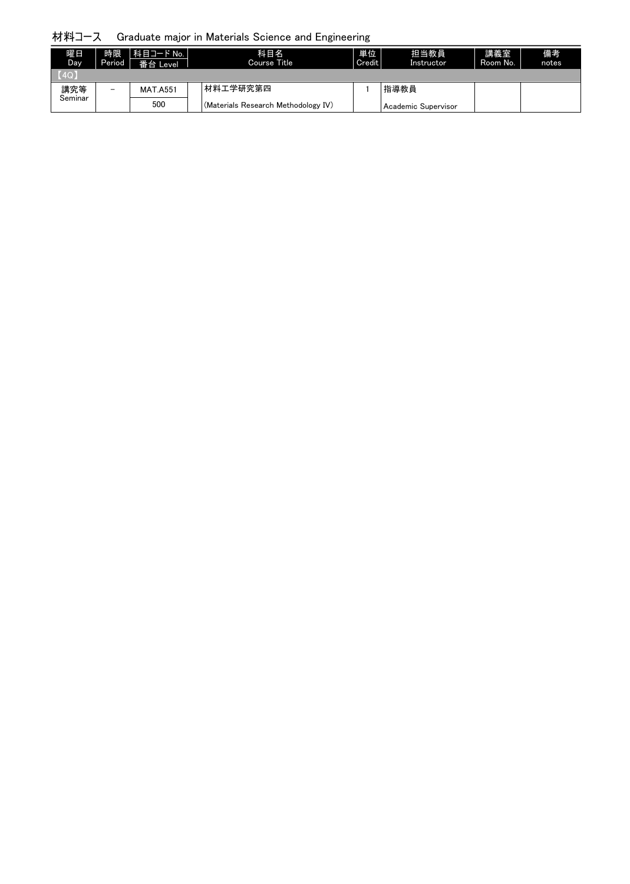## 材料コース　Graduate major in Materials Science and Engineering

| 曜日 Day | 時限 Period | 科目コード No. 番台 Level | 科目名 Course Title | 単位 Credit | 担当教員 Instructor | 講義室 Room No. | 備考 notes |
|---|---|---|---|---|---|---|---|
| 【4Q】 | | | | | | | |
| 講究等 Seminar | － | MAT.A551 500 | 材料工学研究第四 (Materials Research Methodology IV) | 1 | 指導教員 Academic Supervisor | | |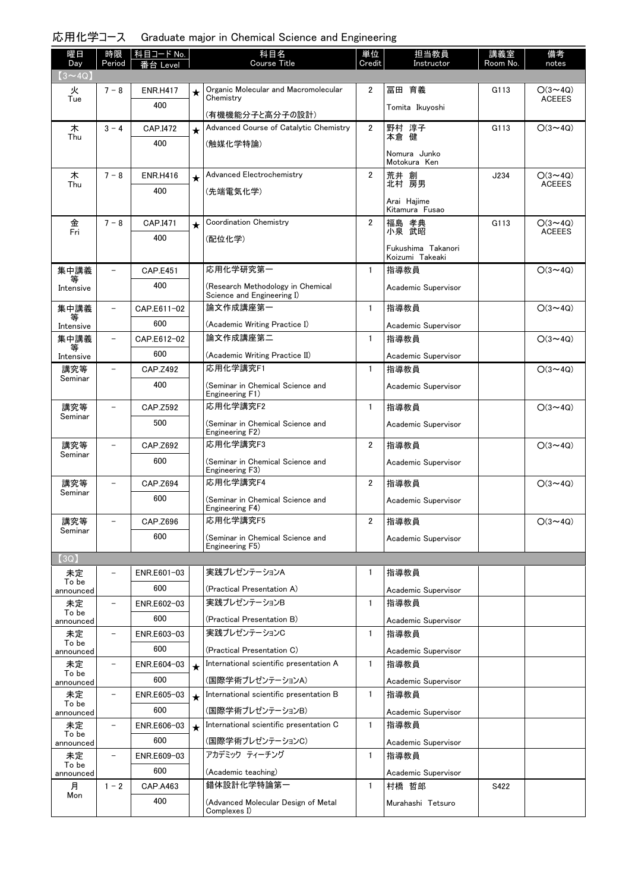# 応用化学コース　Graduate major in Chemical Science and Engineering

| 曜日 Day | 時限 Period | 科目コード No. 番台 Level | | 科目名 Course Title | 単位 Credit | 担当教員 Instructor | 講義室 Room No. | 備考 notes |
|---|---|---|---|---|---|---|---|---|
| 【3～4Q】 | | | | | | | | |
| 火 Tue | 7 - 8 | ENR.H417 400 | ★ | Organic Molecular and Macromolecular Chemistry (有機機能分子と高分子の設計) | 2 | 冨田 育義 Tomita Ikuyoshi | G113 | ○(3～4Q) ACEEES |
| 木 Thu | 3 - 4 | CAP.I472 400 | ★ | Advanced Course of Catalytic Chemistry (触媒化学特論) | 2 | 野村 淳子 本倉 健 Nomura Junko Motokura Ken | G113 | ○(3～4Q) |
| 木 Thu | 7 - 8 | ENR.H416 400 | ★ | Advanced Electrochemistry (先端電気化学) | 2 | 荒井 創 北村 房男 Arai Hajime Kitamura Fusao | J234 | ○(3～4Q) ACEEES |
| 金 Fri | 7 - 8 | CAP.I471 400 | ★ | Coordination Chemistry (配位化学) | 2 | 福島 孝典 小泉 武昭 Fukushima Takanori Koizumi Takeaki | G113 | ○(3～4Q) ACEEES |
| 集中講義等 Intensive | － | CAP.E451 400 | | 応用化学研究第一 (Research Methodology in Chemical Science and Engineering I) | 1 | 指導教員 Academic Supervisor | | ○(3～4Q) |
| 集中講義等 Intensive | － | CAP.E611-02 600 | | 論文作成講座第一 (Academic Writing Practice I) | 1 | 指導教員 Academic Supervisor | | ○(3～4Q) |
| 集中講義等 Intensive | － | CAP.E612-02 600 | | 論文作成講座第二 (Academic Writing Practice II) | 1 | 指導教員 Academic Supervisor | | ○(3～4Q) |
| 講究等 Seminar | － | CAP.Z492 400 | | 応用化学講究F1 (Seminar in Chemical Science and Engineering F1) | 1 | 指導教員 Academic Supervisor | | ○(3～4Q) |
| 講究等 Seminar | － | CAP.Z592 500 | | 応用化学講究F2 (Seminar in Chemical Science and Engineering F2) | 1 | 指導教員 Academic Supervisor | | ○(3～4Q) |
| 講究等 Seminar | － | CAP.Z692 600 | | 応用化学講究F3 (Seminar in Chemical Science and Engineering F3) | 2 | 指導教員 Academic Supervisor | | ○(3～4Q) |
| 講究等 Seminar | － | CAP.Z694 600 | | 応用化学講究F4 (Seminar in Chemical Science and Engineering F4) | 2 | 指導教員 Academic Supervisor | | ○(3～4Q) |
| 講究等 Seminar | － | CAP.Z696 600 | | 応用化学講究F5 (Seminar in Chemical Science and Engineering F5) | 2 | 指導教員 Academic Supervisor | | ○(3～4Q) |
| 【3Q】 | | | | | | | | |
| 未定 To be announced | － | ENR.E601-03 600 | | 実践プレゼンテーションA (Practical Presentation A) | 1 | 指導教員 Academic Supervisor | | |
| 未定 To be announced | － | ENR.E602-03 600 | | 実践プレゼンテーションB (Practical Presentation B) | 1 | 指導教員 Academic Supervisor | | |
| 未定 To be announced | － | ENR.E603-03 600 | | 実践プレゼンテーションC (Practical Presentation C) | 1 | 指導教員 Academic Supervisor | | |
| 未定 To be announced | － | ENR.E604-03 600 | ★ | International scientific presentation A (国際学術プレゼンテーションA) | 1 | 指導教員 Academic Supervisor | | |
| 未定 To be announced | － | ENR.E605-03 600 | ★ | International scientific presentation B (国際学術プレゼンテーションB) | 1 | 指導教員 Academic Supervisor | | |
| 未定 To be announced | － | ENR.E606-03 600 | ★ | International scientific presentation C (国際学術プレゼンテーションC) | 1 | 指導教員 Academic Supervisor | | |
| 未定 To be announced | － | ENR.E609-03 600 | | アカデミック ティーチング (Academic teaching) | 1 | 指導教員 Academic Supervisor | | |
| 月 Mon | 1 - 2 | CAP.A463 400 | | 錯体設計化学特論第一 (Advanced Molecular Design of Metal Complexes I) | 1 | 村橋 哲郎 Murahashi Tetsuro | S422 | |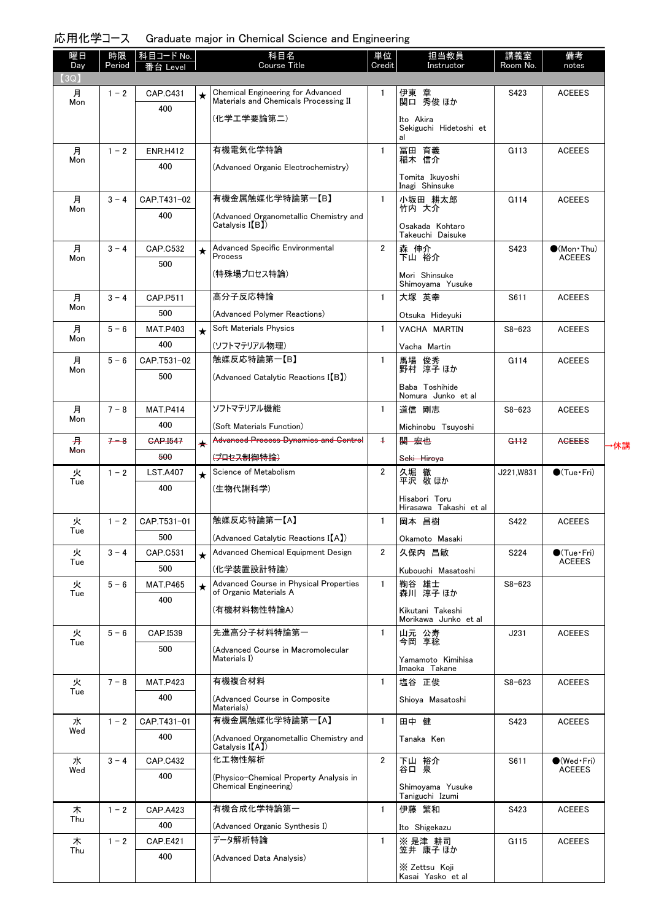## 応用化学コース　Graduate major in Chemical Science and Engineering

| 曜日 Day | 時限 Period | 科目コード No. 番台 Level | | 科目名 Course Title | 単位 Credit | 担当教員 Instructor | 講義室 Room No. | 備考 notes |
|---|---|---|---|---|---|---|---|---|
| 【3Q】 | | | | | | | | |
| 月 Mon | 1－2 | CAP.C431 400 | ★ | Chemical Engineering for Advanced Materials and Chemicals Processing II (化学工学要論第二) | 1 | 伊東　章 関口　秀俊 ほか Ito Akira Sekiguchi Hidetoshi et al | S423 | ACEEES |
| 月 Mon | 1－2 | ENR.H412 400 | | 有機電気化学特論 (Advanced Organic Electrochemistry) | 1 | 冨田　育義 稲木　信介 Tomita Ikuyoshi Inagi Shinsuke | G113 | ACEEES |
| 月 Mon | 3－4 | CAP.T431-02 400 | | 有機金属触媒化学特論第一【B】 (Advanced Organometallic Chemistry and Catalysis I【B】) | 1 | 小坂田　耕太郎 竹内　大介 Osakada Kohtaro Takeuchi Daisuke | G114 | ACEEES |
| 月 Mon | 3－4 | CAP.C532 500 | ★ | Advanced Specific Environmental Process (特殊場プロセス特論) | 2 | 森　伸介 下山　裕介 Mori Shinsuke Shimoyama Yusuke | S423 | ●(Mon・Thu) ACEEES |
| 月 Mon | 3－4 | CAP.P511 500 | | 高分子反応特論 (Advanced Polymer Reactions) | 1 | 大塚　英幸 Otsuka Hideyuki | S611 | ACEEES |
| 月 Mon | 5－6 | MAT.P403 400 | ★ | Soft Materials Physics (ソフトマテリアル物理) | 1 | VACHA MARTIN Vacha Martin | S8-623 | ACEEES |
| 月 Mon | 5－6 | CAP.T531-02 500 | | 触媒反応特論第一【B】 (Advanced Catalytic Reactions I【B】) | 1 | 馬場　俊秀 野村　淳子 ほか Baba Toshihide Nomura Junko et al | G114 | ACEEES |
| 月 Mon | 7－8 | MAT.P414 400 | | ソフトマテリアル機能 (Soft Materials Function) | 1 | 道信　剛志 Michinobu Tsuyoshi | S8-623 | ACEEES |
| ~~月 Mon~~ | ~~7－8~~ | ~~CAP.I547 500~~ | ★ | ~~Advanced Process Dynamics and Control (プロセス制御特論)~~ | ~~1~~ | ~~関　宏也 Seki Hiroya~~ | ~~G112~~ | ~~ACEEES~~ 休講 |
| 火 Tue | 1－2 | LST.A407 400 | ★ | Science of Metabolism (生物代謝科学) | 2 | 久堀　徹 平沢　敬 ほか Hisabori Toru Hirasawa Takashi et al | J221,W831 | ●(Tue・Fri) |
| 火 Tue | 1－2 | CAP.T531-01 500 | | 触媒反応特論第一【A】 (Advanced Catalytic Reactions I【A】) | 1 | 岡本　昌樹 Okamoto Masaki | S422 | ACEEES |
| 火 Tue | 3－4 | CAP.C531 500 | ★ | Advanced Chemical Equipment Design (化学装置設計特論) | 2 | 久保内　昌敏 Kubouchi Masatoshi | S224 | ●(Tue・Fri) ACEEES |
| 火 Tue | 5－6 | MAT.P465 400 | ★ | Advanced Course in Physical Properties of Organic Materials A (有機材料物性特論A) | 1 | 鞠谷　雄士 森川　淳子 ほか Kikutani Takeshi Morikawa Junko et al | S8-623 | |
| 火 Tue | 5－6 | CAP.I539 500 | | 先進高分子材料特論第一 (Advanced Course in Macromolecular Materials I) | 1 | 山元　公寿 今岡　享稔 Yamamoto Kimihisa Imaoka Takane | J231 | ACEEES |
| 火 Tue | 7－8 | MAT.P423 400 | | 有機複合材料 (Advanced Course in Composite Materials) | 1 | 塩谷　正俊 Shioya Masatoshi | S8-623 | ACEEES |
| 水 Wed | 1－2 | CAP.T431-01 400 | | 有機金属触媒化学特論第一【A】 (Advanced Organometallic Chemistry and Catalysis I【A】) | 1 | 田中　健 Tanaka Ken | S423 | ACEEES |
| 水 Wed | 3－4 | CAP.C432 400 | | 化工物性解析 (Physico-Chemical Property Analysis in Chemical Engineering) | 2 | 下山　裕介 谷口　泉 Shimoyama Yusuke Taniguchi Izumi | S611 | ●(Wed・Fri) ACEEES |
| 木 Thu | 1－2 | CAP.A423 400 | | 有機合成化学特論第一 (Advanced Organic Synthesis I) | 1 | 伊藤　繁和 Ito Shigekazu | S423 | ACEEES |
| 木 Thu | 1－2 | CAP.E421 400 | | データ解析特論 (Advanced Data Analysis) | 1 | ※ 是津　耕司 笠井　康子 ほか ※ Zettsu Koji Kasai Yasko et al | G115 | ACEEES |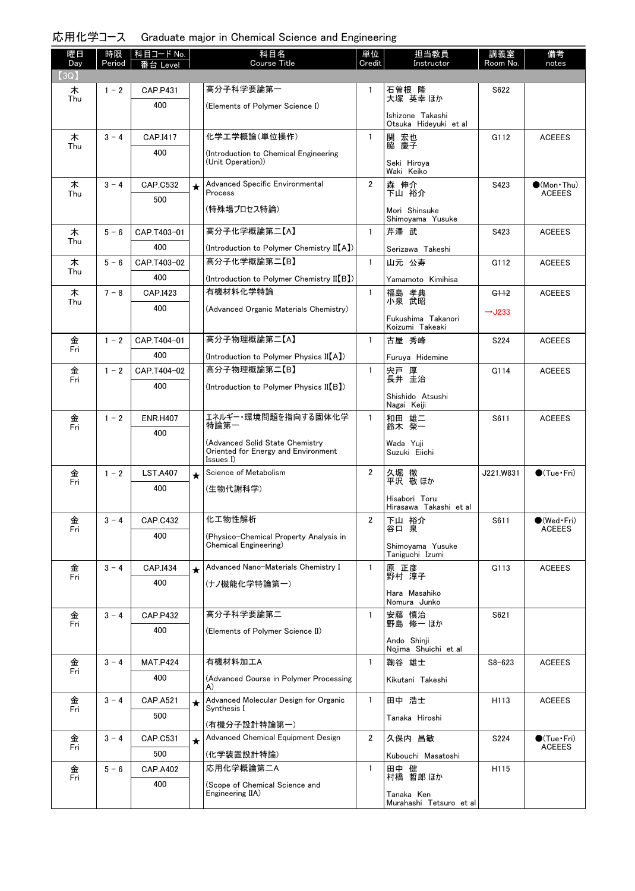# 応用化学コース　Graduate major in Chemical Science and Engineering

| 曜日 Day | 時限 Period | 科目コード No. 番台 Level | | 科目名 Course Title | 単位 Credit | 担当教員 Instructor | 講義室 Room No. | 備考 notes |
|---|---|---|---|---|---|---|---|---|
| 【3Q】 | | | | | | | | |
| 木 Thu | 1－2 | CAP.P431 400 | | 高分子科学要論第一 (Elements of Polymer Science I) | 1 | 石曽根 隆 大塚 英幸 ほか Ishizone Takashi Otsuka Hideyuki et al | S622 | |
| 木 Thu | 3－4 | CAP.I417 400 | | 化学工学概論(単位操作) (Introduction to Chemical Engineering (Unit Operation)) | 1 | 関 宏也 脇 慶子 Seki Hiroya Waki Keiko | G112 | ACEEES |
| 木 Thu | 3－4 | CAP.C532 500 | ★ | Advanced Specific Environmental Process (特殊場プロセス特論) | 2 | 森 伸介 下山 裕介 Mori Shinsuke Shimoyama Yusuke | S423 | ●(Mon・Thu) ACEEES |
| 木 Thu | 5－6 | CAP.T403-01 400 | | 高分子化学概論第二【A】 (Introduction to Polymer Chemistry II【A】) | 1 | 芹澤 武 Serizawa Takeshi | S423 | ACEEES |
| 木 Thu | 5－6 | CAP.T403-02 400 | | 高分子化学概論第二【B】 (Introduction to Polymer Chemistry II【B】) | 1 | 山元 公寿 Yamamoto Kimihisa | G112 | ACEEES |
| 木 Thu | 7－8 | CAP.I423 400 | | 有機材料化学特論 (Advanced Organic Materials Chemistry) | 1 | 福島 孝典 小泉 武昭 Fukushima Takanori Koizumi Takeaki | ~~G112~~ →J233 | ACEEES |
| 金 Fri | 1－2 | CAP.T404-01 400 | | 高分子物理概論第二【A】 (Introduction to Polymer Physics II【A】) | 1 | 古屋 秀峰 Furuya Hidemine | S224 | ACEEES |
| 金 Fri | 1－2 | CAP.T404-02 400 | | 高分子物理概論第二【B】 (Introduction to Polymer Physics II【B】) | 1 | 宍戸 厚 長井 圭治 Shishido Atsushi Nagai Keiji | G114 | ACEEES |
| 金 Fri | 1－2 | ENR.H407 400 | | エネルギー・環境問題を指向する固体化学特論第一 (Advanced Solid State Chemistry Oriented for Energy and Environment Issues I) | 1 | 和田 雄二 鈴木 榮一 Wada Yuji Suzuki Eiichi | S611 | ACEEES |
| 金 Fri | 1－2 | LST.A407 400 | ★ | Science of Metabolism (生物代謝科学) | 2 | 久堀 徹 平沢 敬 ほか Hisabori Toru Hirasawa Takashi et al | J221,W831 | ●(Tue・Fri) |
| 金 Fri | 3－4 | CAP.C432 400 | | 化工物性解析 (Physico-Chemical Property Analysis in Chemical Engineering) | 2 | 下山 裕介 谷口 泉 Shimoyama Yusuke Taniguchi Izumi | S611 | ●(Wed・Fri) ACEEES |
| 金 Fri | 3－4 | CAP.I434 400 | ★ | Advanced Nano-Materials Chemistry I (ナノ機能化学特論第一) | 1 | 原 正彦 野村 淳子 Hara Masahiko Nomura Junko | G113 | ACEEES |
| 金 Fri | 3－4 | CAP.P432 400 | | 高分子科学要論第二 (Elements of Polymer Science II) | 1 | 安藤 慎治 野島 修一 ほか Ando Shinji Nojima Shuichi et al | S621 | |
| 金 Fri | 3－4 | MAT.P424 400 | | 有機材料加工A (Advanced Course in Polymer Processing A) | 1 | 鞠谷 雄士 Kikutani Takeshi | S8-623 | ACEEES |
| 金 Fri | 3－4 | CAP.A521 500 | ★ | Advanced Molecular Design for Organic Synthesis I (有機分子設計特論第一) | 1 | 田中 浩士 Tanaka Hiroshi | H113 | ACEEES |
| 金 Fri | 3－4 | CAP.C531 500 | ★ | Advanced Chemical Equipment Design (化学装置設計特論) | 2 | 久保内 昌敏 Kubouchi Masatoshi | S224 | ●(Tue・Fri) ACEEES |
| 金 Fri | 5－6 | CAP.A402 400 | | 応用化学概論第二A (Scope of Chemical Science and Engineering IIA) | 1 | 田中 健 村橋 哲郎 ほか Tanaka Ken Murahashi Tetsuro et al | H115 | |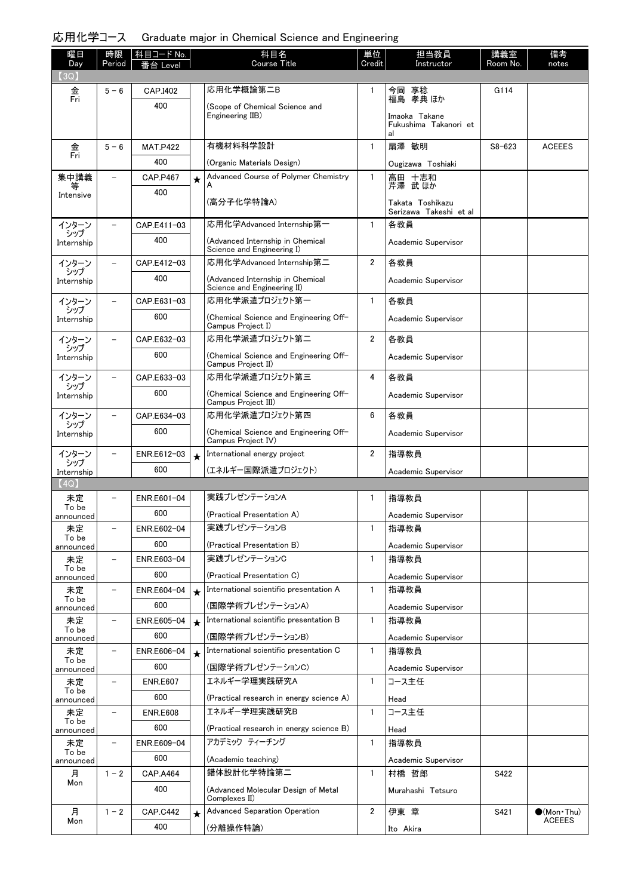## 応用化学コース　Graduate major in Chemical Science and Engineering

| 曜日 Day | 時限 Period | 科目コード No. 番台 Level | | 科目名 Course Title | 単位 Credit | 担当教員 Instructor | 講義室 Room No. | 備考 notes |
|---|---|---|---|---|---|---|---|---|
| 【3Q】 | | | | | | | | |
| 金 Fri | 5－6 | CAP.I402 400 | | 応用化学概論第二B (Scope of Chemical Science and Engineering IIB) | 1 | 今岡 享稔 福島 孝典 ほか Imaoka Takane Fukushima Takanori et al | G114 | |
| 金 Fri | 5－6 | MAT.P422 400 | | 有機材料科学設計 (Organic Materials Design) | 1 | 扇澤 敏明 Ougizawa Toshiaki | S8-623 | ACEEES |
| 集中講義等 Intensive | － | CAP.P467 400 | ★ | Advanced Course of Polymer Chemistry A (高分子化学特論A) | 1 | 高田 十志和 芹澤 武 ほか Takata Toshikazu Serizawa Takeshi et al | | |
| インターンシップ Internship | － | CAP.E411-03 400 | | 応用化学Advanced Internship第一 (Advanced Internship in Chemical Science and Engineering I) | 1 | 各教員 Academic Supervisor | | |
| インターンシップ Internship | － | CAP.E412-03 400 | | 応用化学Advanced Internship第二 (Advanced Internship in Chemical Science and Engineering II) | 2 | 各教員 Academic Supervisor | | |
| インターンシップ Internship | － | CAP.E631-03 600 | | 応用化学派遣プロジェクト第一 (Chemical Science and Engineering Off-Campus Project I) | 1 | 各教員 Academic Supervisor | | |
| インターンシップ Internship | － | CAP.E632-03 600 | | 応用化学派遣プロジェクト第二 (Chemical Science and Engineering Off-Campus Project II) | 2 | 各教員 Academic Supervisor | | |
| インターンシップ Internship | － | CAP.E633-03 600 | | 応用化学派遣プロジェクト第三 (Chemical Science and Engineering Off-Campus Project III) | 4 | 各教員 Academic Supervisor | | |
| インターンシップ Internship | － | CAP.E634-03 600 | | 応用化学派遣プロジェクト第四 (Chemical Science and Engineering Off-Campus Project IV) | 6 | 各教員 Academic Supervisor | | |
| インターンシップ Internship | － | ENR.E612-03 600 | ★ | International energy project (エネルギー国際派遣プロジェクト) | 2 | 指導教員 Academic Supervisor | | |
| 【4Q】 | | | | | | | | |
| 未定 To be announced | － | ENR.E601-04 600 | | 実践プレゼンテーションA (Practical Presentation A) | 1 | 指導教員 Academic Supervisor | | |
| 未定 To be announced | － | ENR.E602-04 600 | | 実践プレゼンテーションB (Practical Presentation B) | 1 | 指導教員 Academic Supervisor | | |
| 未定 To be announced | － | ENR.E603-04 600 | | 実践プレゼンテーションC (Practical Presentation C) | 1 | 指導教員 Academic Supervisor | | |
| 未定 To be announced | － | ENR.E604-04 600 | ★ | International scientific presentation A (国際学術プレゼンテーションA) | 1 | 指導教員 Academic Supervisor | | |
| 未定 To be announced | － | ENR.E605-04 600 | ★ | International scientific presentation B (国際学術プレゼンテーションB) | 1 | 指導教員 Academic Supervisor | | |
| 未定 To be announced | － | ENR.E606-04 600 | ★ | International scientific presentation C (国際学術プレゼンテーションC) | 1 | 指導教員 Academic Supervisor | | |
| 未定 To be announced | － | ENR.E607 600 | | エネルギー学理実践研究A (Practical research in energy science A) | 1 | コース主任 Head | | |
| 未定 To be announced | － | ENR.E608 600 | | エネルギー学理実践研究B (Practical research in energy science B) | 1 | コース主任 Head | | |
| 未定 To be announced | － | ENR.E609-04 600 | | アカデミック ティーチング (Academic teaching) | 1 | 指導教員 Academic Supervisor | | |
| 月 Mon | 1－2 | CAP.A464 400 | | 錯体設計化学特論第二 (Advanced Molecular Design of Metal Complexes II) | 1 | 村橋 哲郎 Murahashi Tetsuro | S422 | |
| 月 Mon | 1－2 | CAP.C442 400 | ★ | Advanced Separation Operation (分離操作特論) | 2 | 伊東 章 Ito Akira | S421 | ●(Mon・Thu) ACEEES |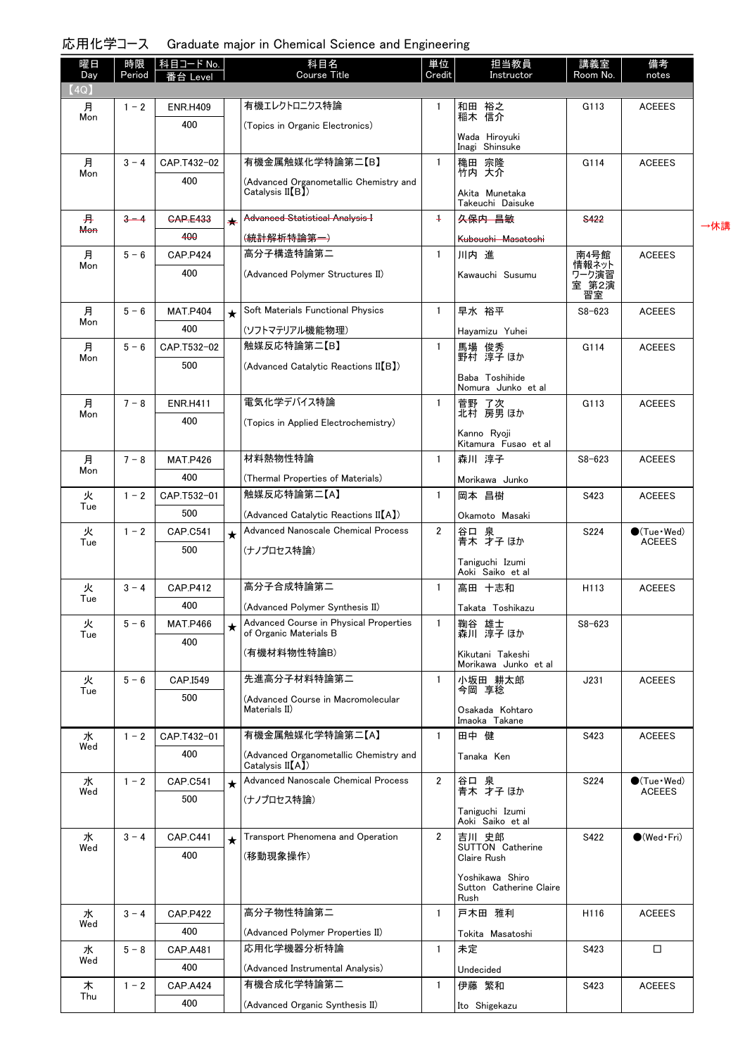# 応用化学コース　Graduate major in Chemical Science and Engineering

| 曜日 Day | 時限 Period | 科目コード No. 番台 Level | | 科目名 Course Title | 単位 Credit | 担当教員 Instructor | 講義室 Room No. | 備考 notes |
|---|---|---|---|---|---|---|---|---|
| 【4Q】 | | | | | | | | |
| 月 Mon | 1－2 | ENR.H409 400 | | 有機エレクトロニクス特論 (Topics in Organic Electronics) | 1 | 和田 裕之 稲木 信介 Wada Hiroyuki Inagi Shinsuke | G113 | ACEEES |
| 月 Mon | 3－4 | CAP.T432-02 400 | | 有機金属触媒化学特論第二【B】 (Advanced Organometallic Chemistry and Catalysis II【B】) | 1 | 穐田 宗隆 竹内 大介 Akita Munetaka Takeuchi Daisuke | G114 | ACEEES |
| ~~月 Mon~~ | ~~3－4~~ | ~~CAP.E433 400~~ | ~~★~~ | ~~Advanced Statistical Analysis I (統計解析特論第一)~~ | ~~1~~ | ~~久保内 昌敏 Kubouchi Masatoshi~~ | ~~S422~~ | →休講 |
| 月 Mon | 5－6 | CAP.P424 400 | | 高分子構造特論第二 (Advanced Polymer Structures II) | 1 | 川内 進 Kawauchi Susumu | 南4号館 情報ネットワーク演習室 第2演習室 | ACEEES |
| 月 Mon | 5－6 | MAT.P404 400 | ★ | Soft Materials Functional Physics (ソフトマテリアル機能物理) | 1 | 早水 裕平 Hayamizu Yuhei | S8-623 | ACEEES |
| 月 Mon | 5－6 | CAP.T532-02 500 | | 触媒反応特論第二【B】 (Advanced Catalytic Reactions II【B】) | 1 | 馬場 俊秀 野村 淳子 ほか Baba Toshihide Nomura Junko et al | G114 | ACEEES |
| 月 Mon | 7－8 | ENR.H411 400 | | 電気化学デバイス特論 (Topics in Applied Electrochemistry) | 1 | 菅野 了次 北村 房男 ほか Kanno Ryoji Kitamura Fusao et al | G113 | ACEEES |
| 月 Mon | 7－8 | MAT.P426 400 | | 材料熱物性特論 (Thermal Properties of Materials) | 1 | 森川 淳子 Morikawa Junko | S8-623 | ACEEES |
| 火 Tue | 1－2 | CAP.T532-01 500 | | 触媒反応特論第二【A】 (Advanced Catalytic Reactions II【A】) | 1 | 岡本 昌樹 Okamoto Masaki | S423 | ACEEES |
| 火 Tue | 1－2 | CAP.C541 500 | ★ | Advanced Nanoscale Chemical Process (ナノプロセス特論) | 2 | 谷口 泉 青木 才子 ほか Taniguchi Izumi Aoki Saiko et al | S224 | ●(Tue・Wed) ACEEES |
| 火 Tue | 3－4 | CAP.P412 400 | | 高分子合成特論第二 (Advanced Polymer Synthesis II) | 1 | 高田 十志和 Takata Toshikazu | H113 | ACEEES |
| 火 Tue | 5－6 | MAT.P466 400 | ★ | Advanced Course in Physical Properties of Organic Materials B (有機材料物性特論B) | 1 | 鞠谷 雄士 森川 淳子 ほか Kikutani Takeshi Morikawa Junko et al | S8-623 | |
| 火 Tue | 5－6 | CAP.I549 500 | | 先進高分子材料特論第二 (Advanced Course in Macromolecular Materials II) | 1 | 小坂田 耕太郎 今岡 享稔 Osakada Kohtaro Imaoka Takane | J231 | ACEEES |
| 水 Wed | 1－2 | CAP.T432-01 400 | | 有機金属触媒化学特論第二【A】 (Advanced Organometallic Chemistry and Catalysis II【A】) | 1 | 田中 健 Tanaka Ken | S423 | ACEEES |
| 水 Wed | 1－2 | CAP.C541 500 | ★ | Advanced Nanoscale Chemical Process (ナノプロセス特論) | 2 | 谷口 泉 青木 才子 ほか Taniguchi Izumi Aoki Saiko et al | S224 | ●(Tue・Wed) ACEEES |
| 水 Wed | 3－4 | CAP.C441 400 | ★ | Transport Phenomena and Operation (移動現象操作) | 2 | 吉川 史郎 SUTTON Catherine Claire Rush Yoshikawa Shiro Sutton Catherine Claire Rush | S422 | ●(Wed・Fri) |
| 水 Wed | 3－4 | CAP.P422 400 | | 高分子物性特論第二 (Advanced Polymer Properties II) | 1 | 戸木田 雅利 Tokita Masatoshi | H116 | ACEEES |
| 水 Wed | 5－8 | CAP.A481 400 | | 応用化学機器分析特論 (Advanced Instrumental Analysis) | 1 | 未定 Undecided | S423 | □ |
| 木 Thu | 1－2 | CAP.A424 400 | | 有機合成化学特論第二 (Advanced Organic Synthesis II) | 1 | 伊藤 繁和 Ito Shigekazu | S423 | ACEEES |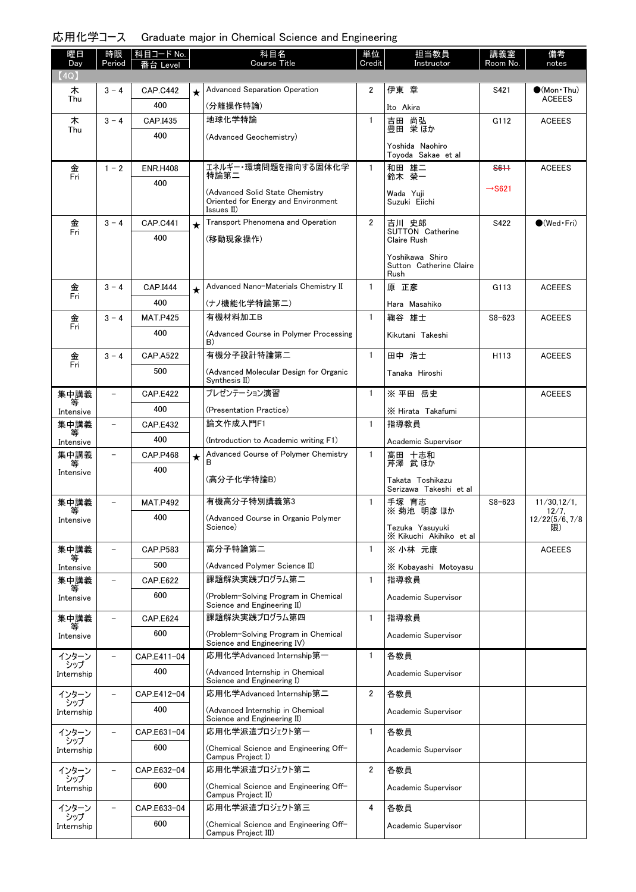## 応用化学コース　Graduate major in Chemical Science and Engineering

| 曜日 Day | 時限 Period | 科目コード No. 番台 Level | | 科目名 Course Title | 単位 Credit | 担当教員 Instructor | 講義室 Room No. | 備考 notes |
|---|---|---|---|---|---|---|---|---|
| 【4Q】 | | | | | | | | |
| 木 Thu | 3－4 | CAP.C442 400 | ★ | Advanced Separation Operation (分離操作特論) | 2 | 伊東 章 Ito Akira | S421 | ●(Mon・Thu) ACEEES |
| 木 Thu | 3－4 | CAP.I435 400 | | 地球化学特論 (Advanced Geochemistry) | 1 | 吉田 尚弘 豊田 栄 ほか Yoshida Naohiro Toyoda Sakae et al | G112 | ACEEES |
| 金 Fri | 1－2 | ENR.H408 400 | | エネルギー・環境問題を指向する固体化学特論第二 (Advanced Solid State Chemistry Oriented for Energy and Environment Issues II) | 1 | 和田 雄二 鈴木 榮一 Wada Yuji Suzuki Eiichi | ~~S611~~ →S621 | ACEEES |
| 金 Fri | 3－4 | CAP.C441 400 | ★ | Transport Phenomena and Operation (移動現象操作) | 2 | 吉川 史郎 SUTTON Catherine Claire Rush Yoshikawa Shiro Sutton Catherine Claire Rush | S422 | ●(Wed・Fri) |
| 金 Fri | 3－4 | CAP.I444 400 | ★ | Advanced Nano-Materials Chemistry II (ナノ機能化学特論第二) | 1 | 原 正彦 Hara Masahiko | G113 | ACEEES |
| 金 Fri | 3－4 | MAT.P425 400 | | 有機材料加工B (Advanced Course in Polymer Processing B) | 1 | 鞠谷 雄士 Kikutani Takeshi | S8-623 | ACEEES |
| 金 Fri | 3－4 | CAP.A522 500 | | 有機分子設計特論第二 (Advanced Molecular Design for Organic Synthesis II) | 1 | 田中 浩士 Tanaka Hiroshi | H113 | ACEEES |
| 集中講義等 Intensive | － | CAP.E422 400 | | プレゼンテーション演習 (Presentation Practice) | 1 | ※ 平田 岳史 ※ Hirata Takafumi | | ACEEES |
| 集中講義等 Intensive | － | CAP.E432 400 | | 論文作成入門F1 (Introduction to Academic writing F1) | 1 | 指導教員 Academic Supervisor | | |
| 集中講義等 Intensive | － | CAP.P468 400 | ★ | Advanced Course of Polymer Chemistry B (高分子化学特論B) | 1 | 高田 十志和 芹澤 武 ほか Takata Toshikazu Serizawa Takeshi et al | | |
| 集中講義等 Intensive | － | MAT.P492 400 | | 有機高分子特別講義第3 (Advanced Course in Organic Polymer Science) | 1 | 手塚 育志 ※ 菊池 明彦 ほか Tezuka Yasuyuki ※ Kikuchi Akihiko et al | S8-623 | 11/30,12/1, 12/7, 12/22(5/6, 7/8限) |
| 集中講義等 Intensive | － | CAP.P583 500 | | 高分子特論第二 (Advanced Polymer Science II) | 1 | ※ 小林 元康 ※ Kobayashi Motoyasu | | ACEEES |
| 集中講義等 Intensive | － | CAP.E622 600 | | 課題解決実践プログラム第二 (Problem-Solving Program in Chemical Science and Engineering II) | 1 | 指導教員 Academic Supervisor | | |
| 集中講義等 Intensive | － | CAP.E624 600 | | 課題解決実践プログラム第四 (Problem-Solving Program in Chemical Science and Engineering IV) | 1 | 指導教員 Academic Supervisor | | |
| インターンシップ Internship | － | CAP.E411-04 400 | | 応用化学Advanced Internship第一 (Advanced Internship in Chemical Science and Engineering I) | 1 | 各教員 Academic Supervisor | | |
| インターンシップ Internship | － | CAP.E412-04 400 | | 応用化学Advanced Internship第二 (Advanced Internship in Chemical Science and Engineering II) | 2 | 各教員 Academic Supervisor | | |
| インターンシップ Internship | － | CAP.E631-04 600 | | 応用化学派遣プロジェクト第一 (Chemical Science and Engineering Off-Campus Project I) | 1 | 各教員 Academic Supervisor | | |
| インターンシップ Internship | － | CAP.E632-04 600 | | 応用化学派遣プロジェクト第二 (Chemical Science and Engineering Off-Campus Project II) | 2 | 各教員 Academic Supervisor | | |
| インターンシップ Internship | － | CAP.E633-04 600 | | 応用化学派遣プロジェクト第三 (Chemical Science and Engineering Off-Campus Project III) | 4 | 各教員 Academic Supervisor | | |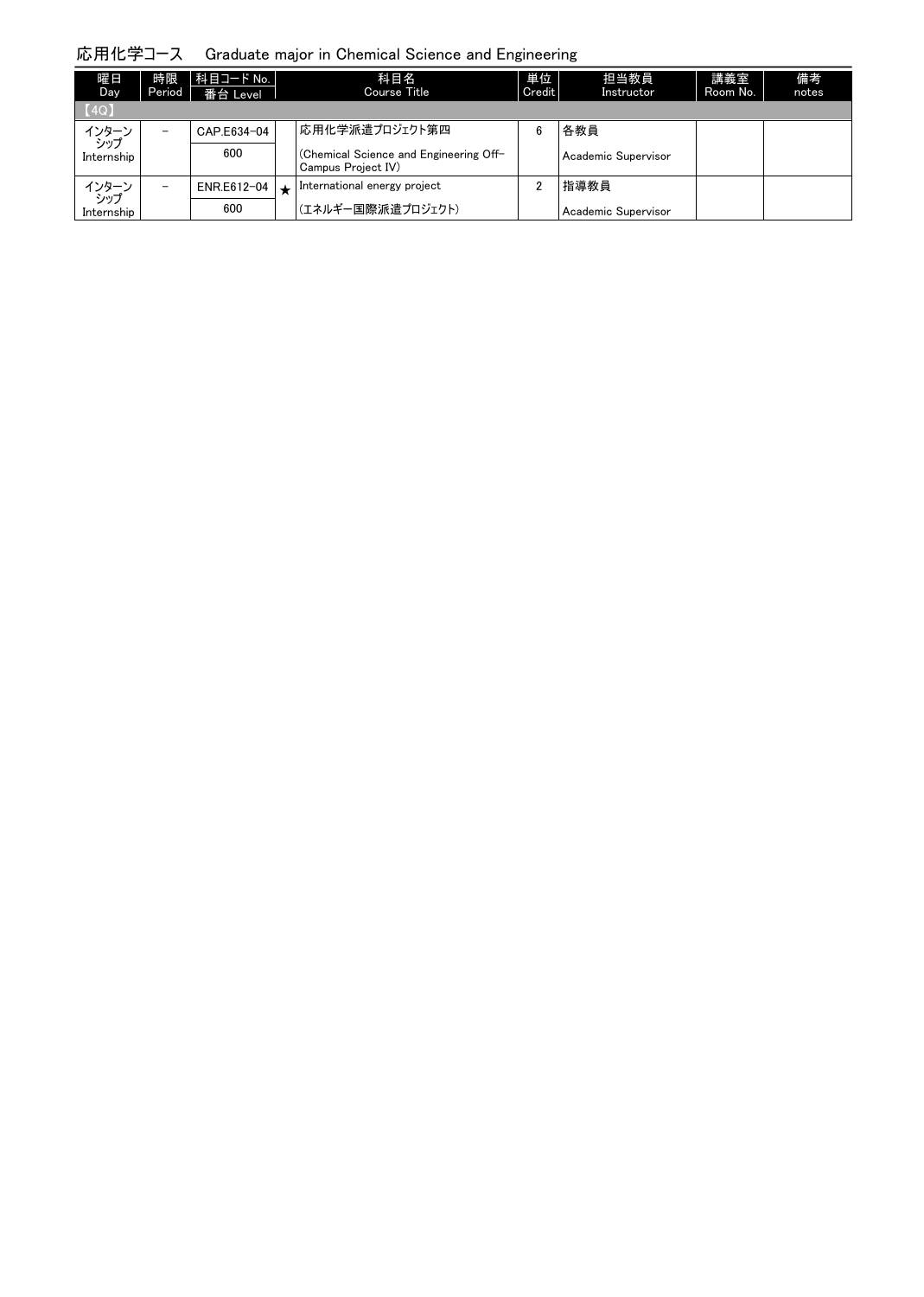## 応用化学コース　Graduate major in Chemical Science and Engineering

| 曜日 Day | 時限 Period | 科目コード No. 番台 Level | | 科目名 Course Title | 単位 Credit | 担当教員 Instructor | 講義室 Room No. | 備考 notes |
|---|---|---|---|---|---|---|---|---|
| 【4Q】 | | | | | | | | |
| インターンシップ Internship | − | CAP.E634−04 600 | | 応用化学派遣プロジェクト第四 (Chemical Science and Engineering Off−Campus Project IV) | 6 | 各教員 Academic Supervisor | | |
| インターンシップ Internship | − | ENR.E612−04 600 | ★ | International energy project (エネルギー国際派遣プロジェクト) | 2 | 指導教員 Academic Supervisor | | |